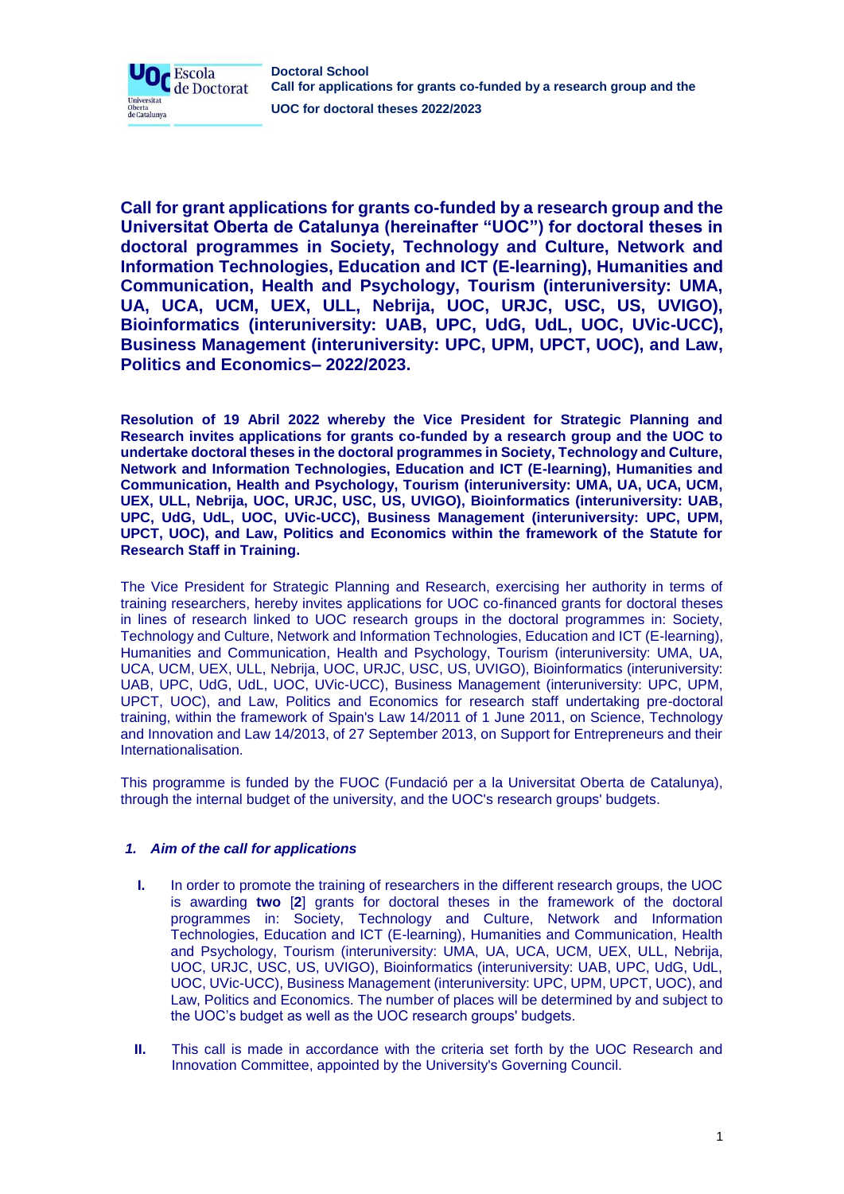# Call for grant applications for grants co-funded by a research group and the Universitat Oberta de Catalunya (hereinafter "UOC") for doctoral theses in doctoral programmes in Society, Technology and Culture, Network and Information Technologies, Education and ICT (E-learning), Humanities and Communication, Health and Psychology, Tourism (interuniversity: UMA, UA, UCA, UCM, UEX, ULL, Nebrija, UOC, URJC, USC, US, UVIGO), Bioinformatics (interuniversity: UAB, UPC, UdG, UdL, UOC, UVic-UCC), Business Management (interuniversity: UPC, UPM, UPCT, UOC), and Law, Politics and Economics– 2022/2023.

**Resolution of 19 Abril 2022 whereby the Vice President for Strategic Planning and Research invites applications for grants co-funded by a research group and the UOC to undertake doctoral theses in the doctoral programmes in Society, Technology and Culture, Network and Information Technologies, Education and ICT (E-learning), Humanities and Communication, Health and Psychology, Tourism (interuniversity: UMA, UA, UCA, UCM, UEX, ULL, Nebrija, UOC, URJC, USC, US, UVIGO), Bioinformatics (interuniversity: UAB, UPC, UdG, UdL, UOC, UVic-UCC), Business Management (interuniversity: UPC, UPM, UPCT, UOC), and Law, Politics and Economics within the framework of the Statute for Research Staff in Training.**

The Vice President for Strategic Planning and Research, exercising her authority in terms of training researchers, hereby invites applications for UOC co-financed grants for doctoral theses in lines of research linked to UOC research groups in the doctoral programmes in: Society, Technology and Culture, Network and Information Technologies, Education and ICT (E-learning), Humanities and Communication, Health and Psychology, Tourism (interuniversity: UMA, UA, UCA, UCM, UEX, ULL, Nebrija, UOC, URJC, USC, US, UVIGO), Bioinformatics (interuniversity: UAB, UPC, UdG, UdL, UOC, UVic-UCC), Business Management (interuniversity: UPC, UPM, UPCT, UOC), and Law, Politics and Economics for research staff undertaking pre-doctoral training, within the framework of Spain's Law 14/2011 of 1 June 2011, on Science, Technology and Innovation and Law 14/2013, of 27 September 2013, on Support for Entrepreneurs and their Internationalisation.

This programme is funded by the FUOC (Fundació per a la Universitat Oberta de Catalunya), through the internal budget of the university, and the UOC's research groups' budgets.

## *1. Aim of the call for applications*

**I.** In order to promote the training of researchers in the different research groups, the UOC is awarding **two** [**2**] grants for doctoral theses in the framework of the doctoral programmes in: Society, Technology and Culture, Network and Information Technologies, Education and ICT (E-learning), Humanities and Communication, Health and Psychology, Tourism (interuniversity: UMA, UA, UCA, UCM, UEX, ULL, Nebrija, UOC, URJC, USC, US, UVIGO), Bioinformatics (interuniversity: UAB, UPC, UdG, UdL, UOC, UVic-UCC), Business Management (interuniversity: UPC, UPM, UPCT, UOC), and Law, Politics and Economics. The number of places will be determined by and subject to the UOC's budget as well as the UOC research groups' budgets.

**II.** This call is made in accordance with the criteria set forth by the UOC Research and Innovation Committee, appointed by the University's Governing Council.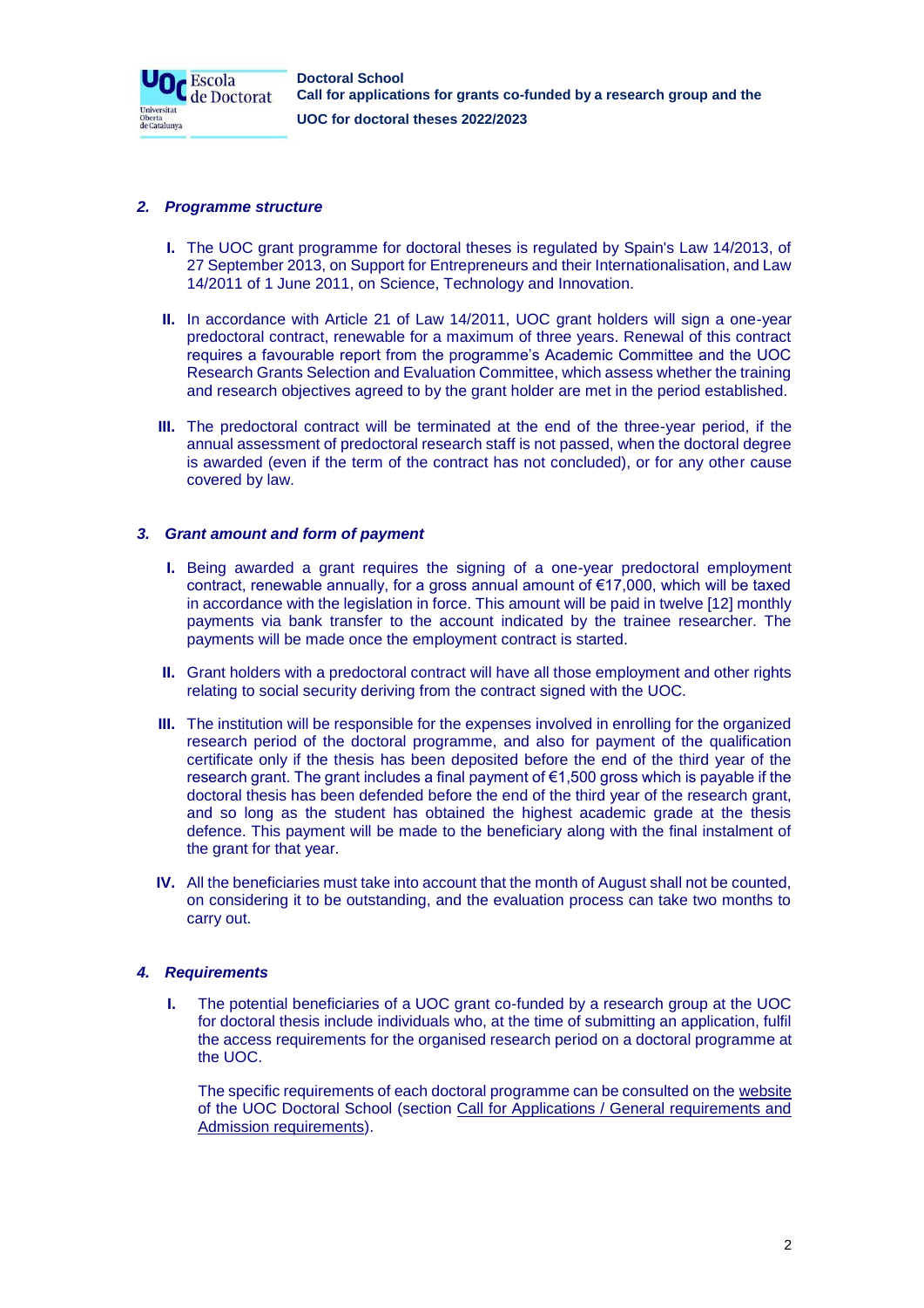## *2. Programme structure*

I. The UOC grant programme for doctoral theses is regulated by Spain's Law 14/2013, of 27 September 2013, on Support for Entrepreneurs and their Internationalisation, and Law 14/2011 of 1 June 2011, on Science, Technology and Innovation.

II. In accordance with Article 21 of Law 14/2011, UOC grant holders will sign a one-year predoctoral contract, renewable for a maximum of three years. Renewal of this contract requires a favourable report from the programme's Academic Committee and the UOC Research Grants Selection and Evaluation Committee, which assess whether the training and research objectives agreed to by the grant holder are met in the period established.

III. The predoctoral contract will be terminated at the end of the three-year period, if the annual assessment of predoctoral research staff is not passed, when the doctoral degree is awarded (even if the term of the contract has not concluded), or for any other cause covered by law.

## *3. Grant amount and form of payment*

I. Being awarded a grant requires the signing of a one-year predoctoral employment contract, renewable annually, for a gross annual amount of €17,000, which will be taxed in accordance with the legislation in force. This amount will be paid in twelve [12] monthly payments via bank transfer to the account indicated by the trainee researcher. The payments will be made once the employment contract is started.

II. Grant holders with a predoctoral contract will have all those employment and other rights relating to social security deriving from the contract signed with the UOC.

III. The institution will be responsible for the expenses involved in enrolling for the organized research period of the doctoral programme, and also for payment of the qualification certificate only if the thesis has been deposited before the end of the third year of the research grant. The grant includes a final payment of €1,500 gross which is payable if the doctoral thesis has been defended before the end of the third year of the research grant, and so long as the student has obtained the highest academic grade at the thesis defence. This payment will be made to the beneficiary along with the final instalment of the grant for that year.

IV. All the beneficiaries must take into account that the month of August shall not be counted, on considering it to be outstanding, and the evaluation process can take two months to carry out.

## *4. Requirements*

I. The potential beneficiaries of a UOC grant co-funded by a research group at the UOC for doctoral thesis include individuals who, at the time of submitting an application, fulfil the access requirements for the organised research period on a doctoral programme at the UOC.

The specific requirements of each doctoral programme can be consulted on the website of the UOC Doctoral School (section Call for Applications / General requirements and Admission requirements).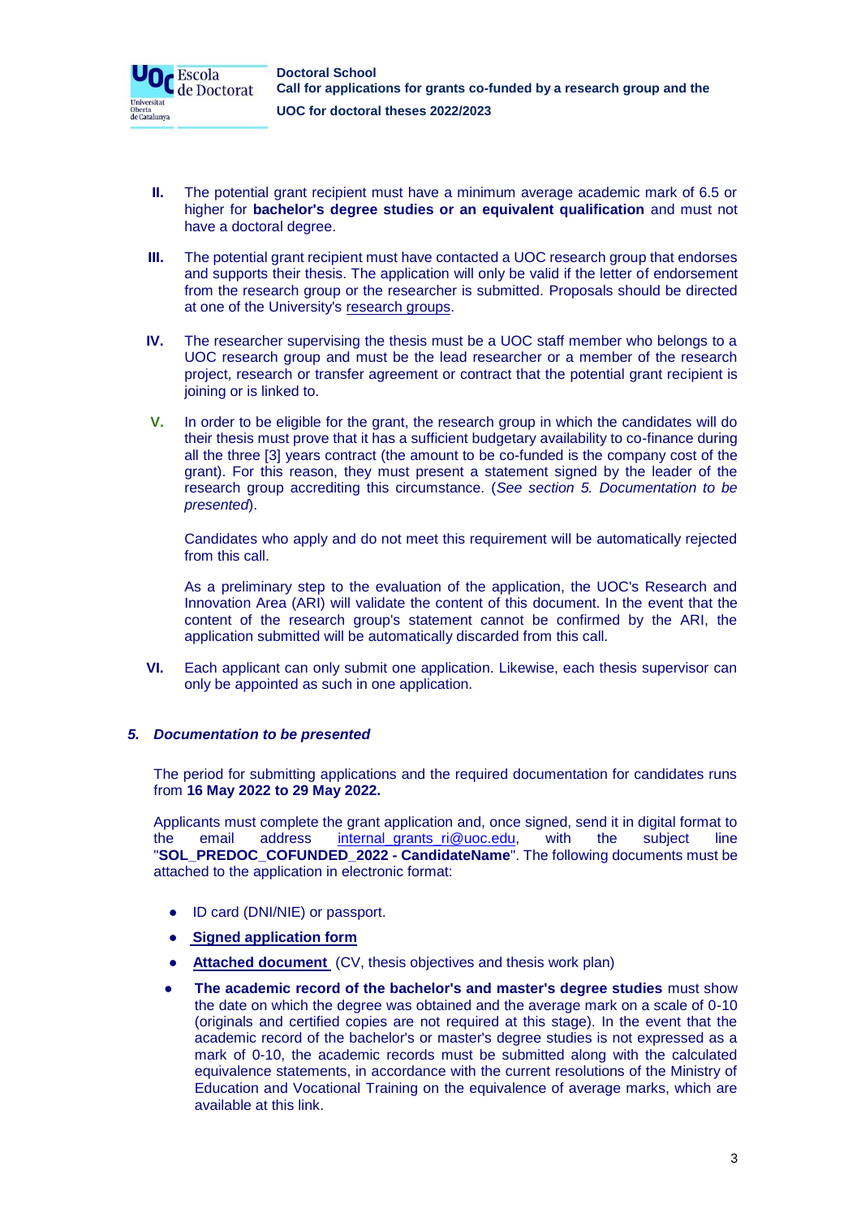II. The potential grant recipient must have a minimum average academic mark of 6.5 or higher for **bachelor's degree studies or an equivalent qualification** and must not have a doctoral degree.

III. The potential grant recipient must have contacted a UOC research group that endorses and supports their thesis. The application will only be valid if the letter of endorsement from the research group or the researcher is submitted. Proposals should be directed at one of the University's research groups.

IV. The researcher supervising the thesis must be a UOC staff member who belongs to a UOC research group and must be the lead researcher or a member of the research project, research or transfer agreement or contract that the potential grant recipient is joining or is linked to.

V. In order to be eligible for the grant, the research group in which the candidates will do their thesis must prove that it has a sufficient budgetary availability to co-finance during all the three [3] years contract (the amount to be co-funded is the company cost of the grant). For this reason, they must present a statement signed by the leader of the research group accrediting this circumstance. (*See section 5. Documentation to be presented*).

Candidates who apply and do not meet this requirement will be automatically rejected from this call.

As a preliminary step to the evaluation of the application, the UOC's Research and Innovation Area (ARI) will validate the content of this document. In the event that the content of the research group's statement cannot be confirmed by the ARI, the application submitted will be automatically discarded from this call.

VI. Each applicant can only submit one application. Likewise, each thesis supervisor can only be appointed as such in one application.

### *5. Documentation to be presented*

The period for submitting applications and the required documentation for candidates runs from **16 May 2022 to 29 May 2022.**

Applicants must complete the grant application and, once signed, send it in digital format to the email address internal_grants_ri@uoc.edu, with the subject line "**SOL_PREDOC_COFUNDED_2022 - CandidateName**". The following documents must be attached to the application in electronic format:

- ID card (DNI/NIE) or passport.
- **Signed application form**
- **Attached document** (CV, thesis objectives and thesis work plan)
- **The academic record of the bachelor's and master's degree studies** must show the date on which the degree was obtained and the average mark on a scale of 0-10 (originals and certified copies are not required at this stage). In the event that the academic record of the bachelor's or master's degree studies is not expressed as a mark of 0-10, the academic records must be submitted along with the calculated equivalence statements, in accordance with the current resolutions of the Ministry of Education and Vocational Training on the equivalence of average marks, which are available at this link.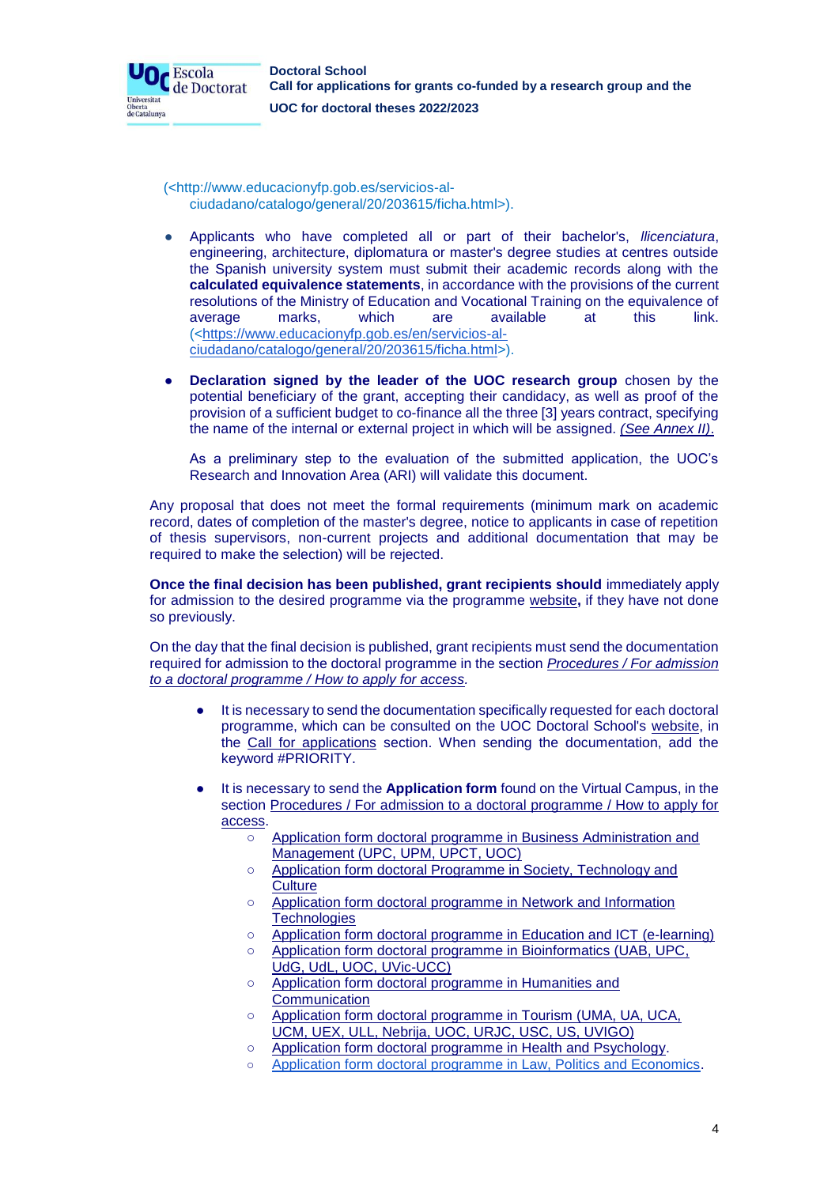(<http://www.educacionyfp.gob.es/servicios-al-ciudadano/catalogo/general/20/203615/ficha.html>).

- Applicants who have completed all or part of their bachelor's, *llicenciatura*, engineering, architecture, diplomatura or master's degree studies at centres outside the Spanish university system must submit their academic records along with the **calculated equivalence statements**, in accordance with the provisions of the current resolutions of the Ministry of Education and Vocational Training on the equivalence of average marks, which are available at this link. (<https://www.educacionyfp.gob.es/en/servicios-al-ciudadano/catalogo/general/20/203615/ficha.html>).

- **Declaration signed by the leader of the UOC research group** chosen by the potential beneficiary of the grant, accepting their candidacy, as well as proof of the provision of a sufficient budget to co-finance all the three [3] years contract, specifying the name of the internal or external project in which will be assigned. *(See Annex II).*

  As a preliminary step to the evaluation of the submitted application, the UOC's Research and Innovation Area (ARI) will validate this document.

Any proposal that does not meet the formal requirements (minimum mark on academic record, dates of completion of the master's degree, notice to applicants in case of repetition of thesis supervisors, non-current projects and additional documentation that may be required to make the selection) will be rejected.

**Once the final decision has been published, grant recipients should** immediately apply for admission to the desired programme via the programme website**,** if they have not done so previously.

On the day that the final decision is published, grant recipients must send the documentation required for admission to the doctoral programme in the section *Procedures / For admission to a doctoral programme / How to apply for access.*

- It is necessary to send the documentation specifically requested for each doctoral programme, which can be consulted on the UOC Doctoral School's website, in the Call for applications section. When sending the documentation, add the keyword #PRIORITY.

- It is necessary to send the **Application form** found on the Virtual Campus, in the section Procedures / For admission to a doctoral programme / How to apply for access.
  - Application form doctoral programme in Business Administration and Management (UPC, UPM, UPCT, UOC)
  - Application form doctoral Programme in Society, Technology and Culture
  - Application form doctoral programme in Network and Information Technologies
  - Application form doctoral programme in Education and ICT (e-learning)
  - Application form doctoral programme in Bioinformatics (UAB, UPC, UdG, UdL, UOC, UVic-UCC)
  - Application form doctoral programme in Humanities and Communication
  - Application form doctoral programme in Tourism (UMA, UA, UCA, UCM, UEX, ULL, Nebrija, UOC, URJC, USC, US, UVIGO)
  - Application form doctoral programme in Health and Psychology.
  - Application form doctoral programme in Law, Politics and Economics.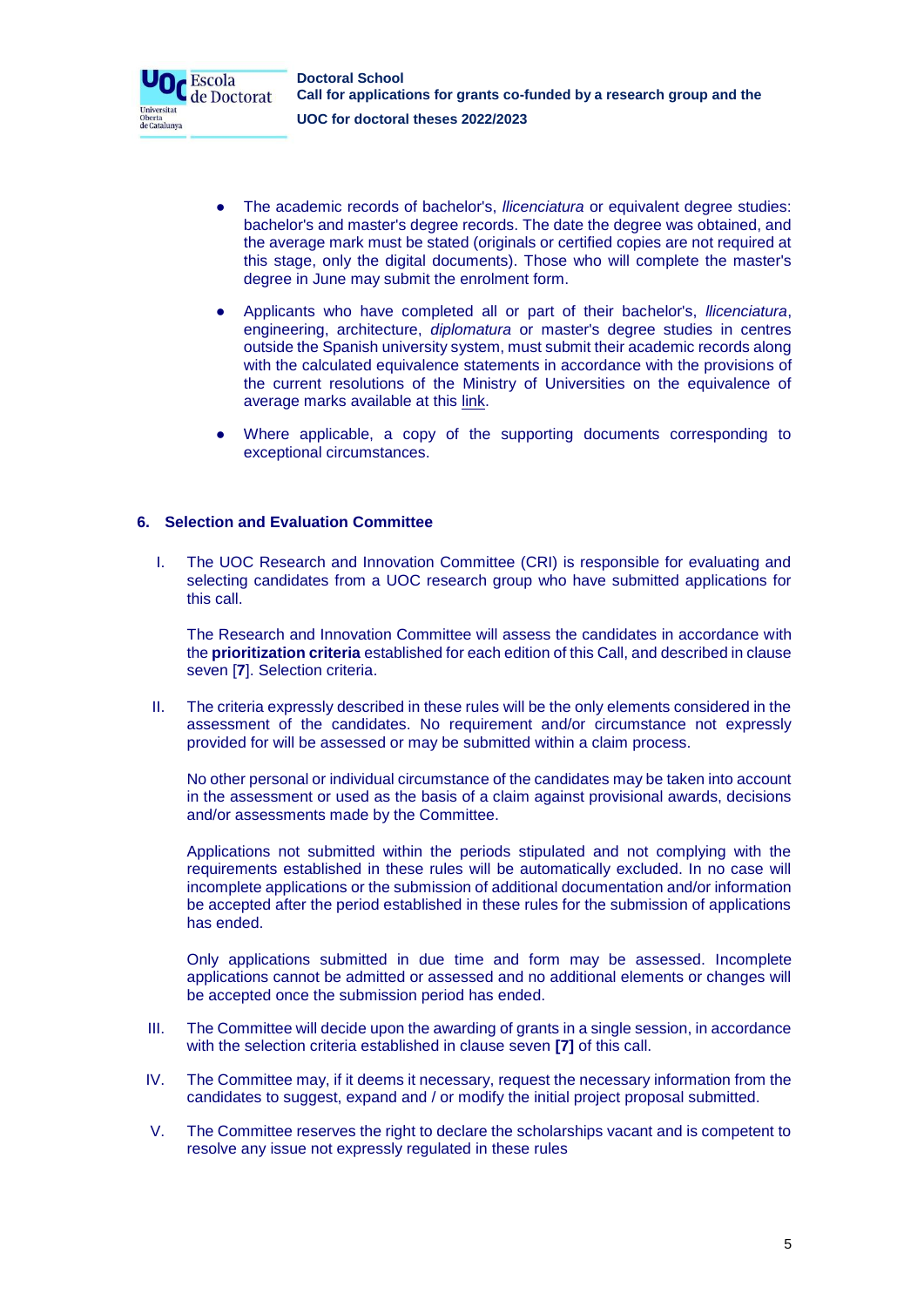- The academic records of bachelor's, *llicenciatura* or equivalent degree studies: bachelor's and master's degree records. The date the degree was obtained, and the average mark must be stated (originals or certified copies are not required at this stage, only the digital documents). Those who will complete the master's degree in June may submit the enrolment form.

- Applicants who have completed all or part of their bachelor's, *llicenciatura*, engineering, architecture, *diplomatura* or master's degree studies in centres outside the Spanish university system, must submit their academic records along with the calculated equivalence statements in accordance with the provisions of the current resolutions of the Ministry of Universities on the equivalence of average marks available at this link.

- Where applicable, a copy of the supporting documents corresponding to exceptional circumstances.

## 6. Selection and Evaluation Committee

I. The UOC Research and Innovation Committee (CRI) is responsible for evaluating and selecting candidates from a UOC research group who have submitted applications for this call.

   The Research and Innovation Committee will assess the candidates in accordance with the **prioritization criteria** established for each edition of this Call, and described in clause seven [**7**]. Selection criteria.

II. The criteria expressly described in these rules will be the only elements considered in the assessment of the candidates. No requirement and/or circumstance not expressly provided for will be assessed or may be submitted within a claim process.

   No other personal or individual circumstance of the candidates may be taken into account in the assessment or used as the basis of a claim against provisional awards, decisions and/or assessments made by the Committee.

   Applications not submitted within the periods stipulated and not complying with the requirements established in these rules will be automatically excluded. In no case will incomplete applications or the submission of additional documentation and/or information be accepted after the period established in these rules for the submission of applications has ended.

   Only applications submitted in due time and form may be assessed. Incomplete applications cannot be admitted or assessed and no additional elements or changes will be accepted once the submission period has ended.

III. The Committee will decide upon the awarding of grants in a single session, in accordance with the selection criteria established in clause seven **[7]** of this call.

IV. The Committee may, if it deems it necessary, request the necessary information from the candidates to suggest, expand and / or modify the initial project proposal submitted.

V. The Committee reserves the right to declare the scholarships vacant and is competent to resolve any issue not expressly regulated in these rules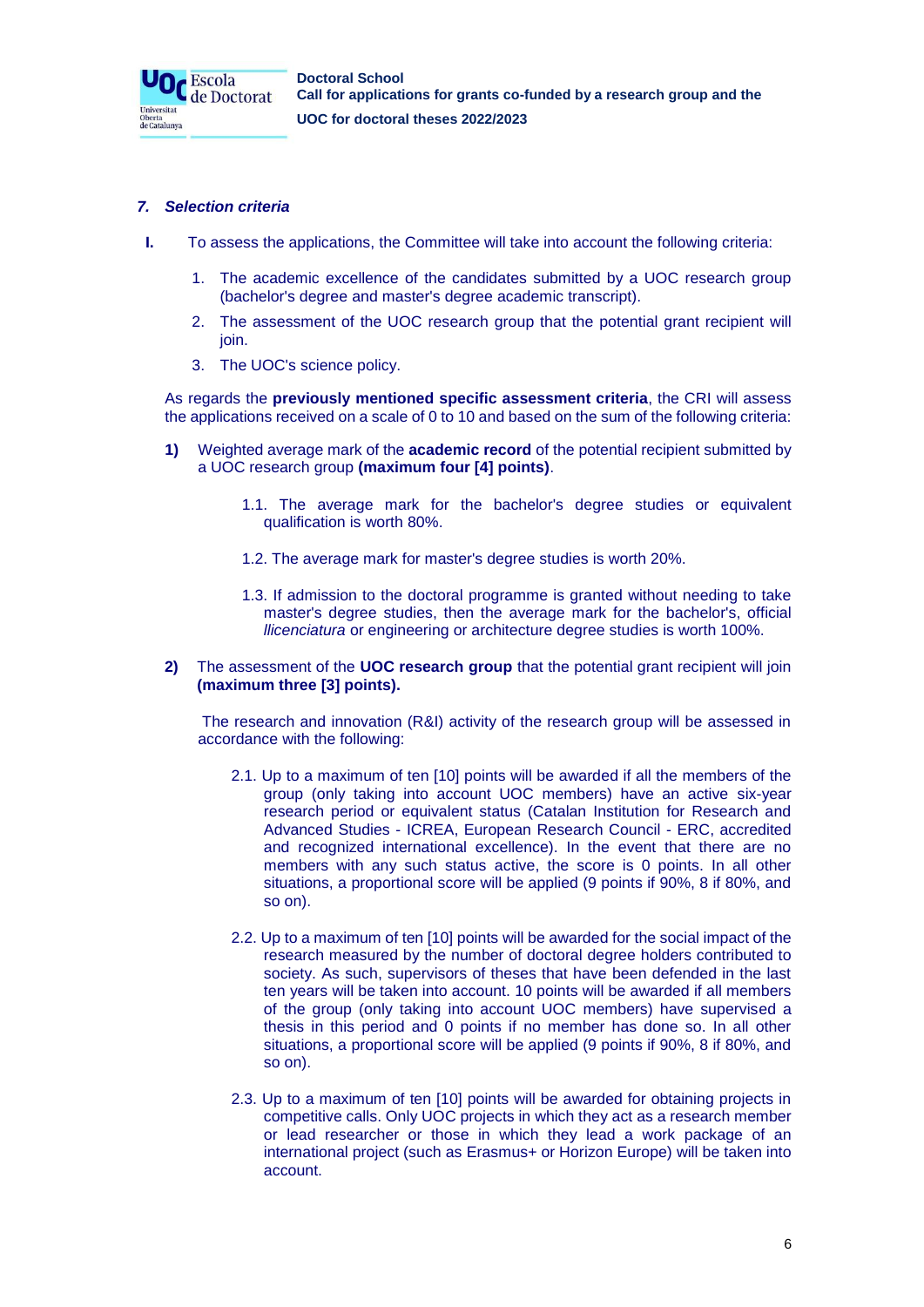### *7. Selection criteria*

**I.** To assess the applications, the Committee will take into account the following criteria:

1. The academic excellence of the candidates submitted by a UOC research group (bachelor's degree and master's degree academic transcript).
2. The assessment of the UOC research group that the potential grant recipient will join.
3. The UOC's science policy.

As regards the **previously mentioned specific assessment criteria**, the CRI will assess the applications received on a scale of 0 to 10 and based on the sum of the following criteria:

**1)** Weighted average mark of the **academic record** of the potential recipient submitted by a UOC research group **(maximum four [4] points)**.

1.1. The average mark for the bachelor's degree studies or equivalent qualification is worth 80%.

1.2. The average mark for master's degree studies is worth 20%.

1.3. If admission to the doctoral programme is granted without needing to take master's degree studies, then the average mark for the bachelor's, official *llicenciatura* or engineering or architecture degree studies is worth 100%.

**2)** The assessment of the **UOC research group** that the potential grant recipient will join **(maximum three [3] points).**

The research and innovation (R&I) activity of the research group will be assessed in accordance with the following:

2.1. Up to a maximum of ten [10] points will be awarded if all the members of the group (only taking into account UOC members) have an active six-year research period or equivalent status (Catalan Institution for Research and Advanced Studies - ICREA, European Research Council - ERC, accredited and recognized international excellence). In the event that there are no members with any such status active, the score is 0 points. In all other situations, a proportional score will be applied (9 points if 90%, 8 if 80%, and so on).

2.2. Up to a maximum of ten [10] points will be awarded for the social impact of the research measured by the number of doctoral degree holders contributed to society. As such, supervisors of theses that have been defended in the last ten years will be taken into account. 10 points will be awarded if all members of the group (only taking into account UOC members) have supervised a thesis in this period and 0 points if no member has done so. In all other situations, a proportional score will be applied (9 points if 90%, 8 if 80%, and so on).

2.3. Up to a maximum of ten [10] points will be awarded for obtaining projects in competitive calls. Only UOC projects in which they act as a research member or lead researcher or those in which they lead a work package of an international project (such as Erasmus+ or Horizon Europe) will be taken into account.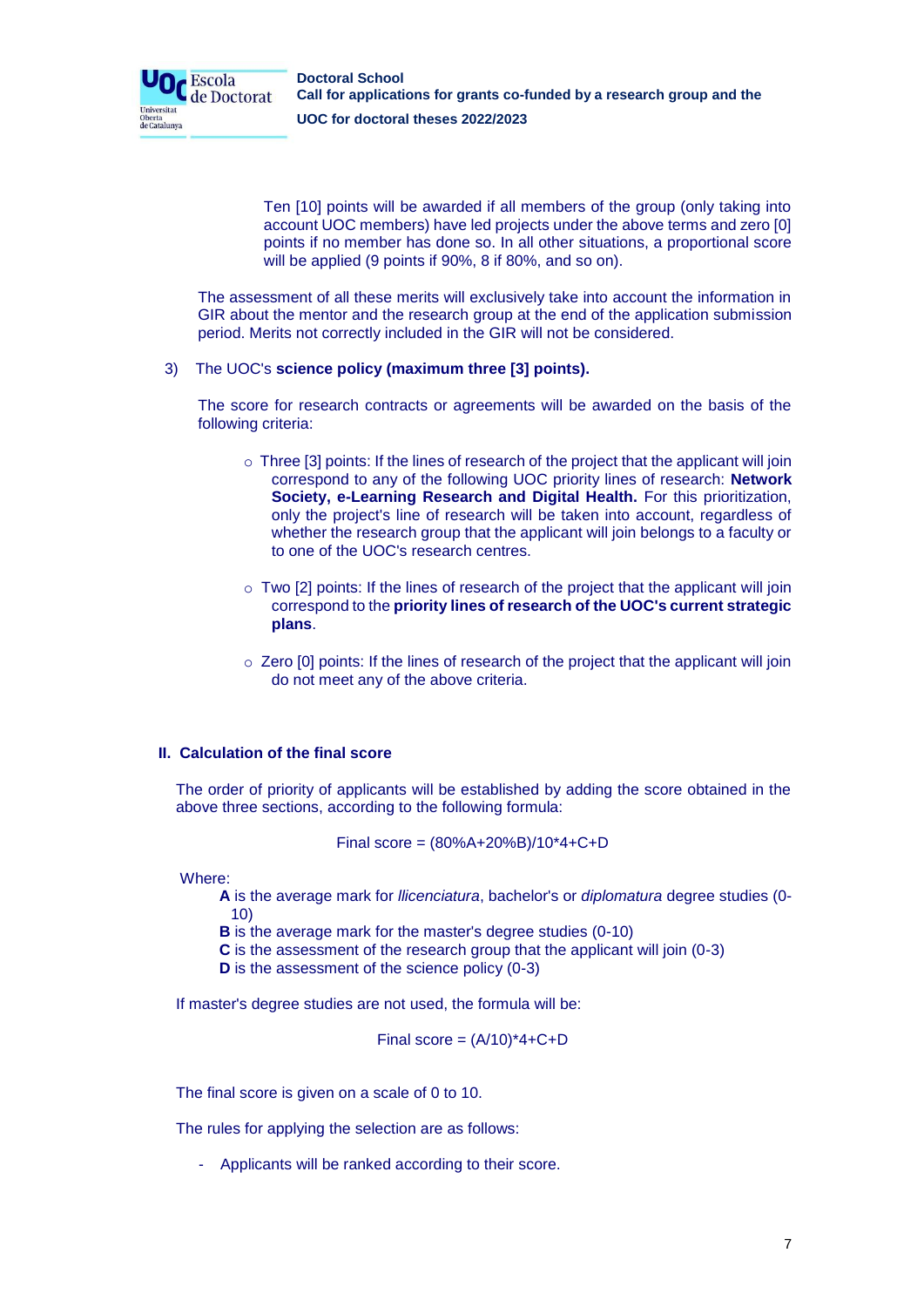Ten [10] points will be awarded if all members of the group (only taking into account UOC members) have led projects under the above terms and zero [0] points if no member has done so. In all other situations, a proportional score will be applied (9 points if 90%, 8 if 80%, and so on).

The assessment of all these merits will exclusively take into account the information in GIR about the mentor and the research group at the end of the application submission period. Merits not correctly included in the GIR will not be considered.

3) The UOC's **science policy (maximum three [3] points).**

The score for research contracts or agreements will be awarded on the basis of the following criteria:

- Three [3] points: If the lines of research of the project that the applicant will join correspond to any of the following UOC priority lines of research: **Network Society, e-Learning Research and Digital Health.** For this prioritization, only the project's line of research will be taken into account, regardless of whether the research group that the applicant will join belongs to a faculty or to one of the UOC's research centres.
- Two [2] points: If the lines of research of the project that the applicant will join correspond to the **priority lines of research of the UOC's current strategic plans**.
- Zero [0] points: If the lines of research of the project that the applicant will join do not meet any of the above criteria.

## II. Calculation of the final score

The order of priority of applicants will be established by adding the score obtained in the above three sections, according to the following formula:

$$\text{Final score} = (80\%A+20\%B)/10*4+C+D$$

Where:

- **A** is the average mark for *llicenciatura*, bachelor's or *diplomatura* degree studies (0-10)
- **B** is the average mark for the master's degree studies (0-10)
- **C** is the assessment of the research group that the applicant will join (0-3)
- **D** is the assessment of the science policy (0-3)

If master's degree studies are not used, the formula will be:

$$\text{Final score} = (A/10)*4+C+D$$

The final score is given on a scale of 0 to 10.

The rules for applying the selection are as follows:

- Applicants will be ranked according to their score.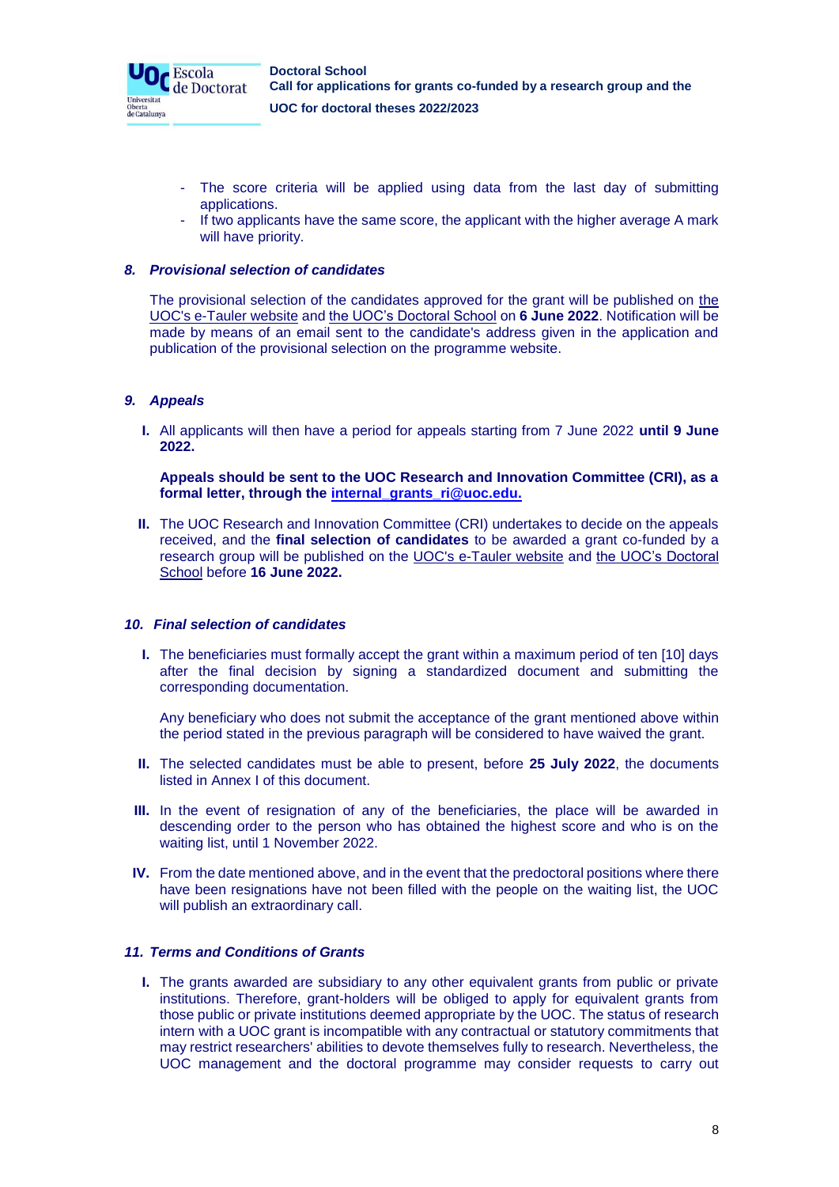- The score criteria will be applied using data from the last day of submitting applications.
- If two applicants have the same score, the applicant with the higher average A mark will have priority.

### 8. *Provisional selection of candidates*

The provisional selection of the candidates approved for the grant will be published on the UOC's e-Tauler website and the UOC's Doctoral School on **6 June 2022**. Notification will be made by means of an email sent to the candidate's address given in the application and publication of the provisional selection on the programme website.

### 9. *Appeals*

**I.** All applicants will then have a period for appeals starting from 7 June 2022 **until 9 June 2022.**

**Appeals should be sent to the UOC Research and Innovation Committee (CRI), as a formal letter, through the internal_grants_ri@uoc.edu.**

**II.** The UOC Research and Innovation Committee (CRI) undertakes to decide on the appeals received, and the **final selection of candidates** to be awarded a grant co-funded by a research group will be published on the UOC's e-Tauler website and the UOC's Doctoral School before **16 June 2022.**

### 10. *Final selection of candidates*

**I.** The beneficiaries must formally accept the grant within a maximum period of ten [10] days after the final decision by signing a standardized document and submitting the corresponding documentation.

Any beneficiary who does not submit the acceptance of the grant mentioned above within the period stated in the previous paragraph will be considered to have waived the grant.

**II.** The selected candidates must be able to present, before **25 July 2022**, the documents listed in Annex I of this document.

**III.** In the event of resignation of any of the beneficiaries, the place will be awarded in descending order to the person who has obtained the highest score and who is on the waiting list, until 1 November 2022.

**IV.** From the date mentioned above, and in the event that the predoctoral positions where there have been resignations have not been filled with the people on the waiting list, the UOC will publish an extraordinary call.

### 11. *Terms and Conditions of Grants*

**I.** The grants awarded are subsidiary to any other equivalent grants from public or private institutions. Therefore, grant-holders will be obliged to apply for equivalent grants from those public or private institutions deemed appropriate by the UOC. The status of research intern with a UOC grant is incompatible with any contractual or statutory commitments that may restrict researchers' abilities to devote themselves fully to research. Nevertheless, the UOC management and the doctoral programme may consider requests to carry out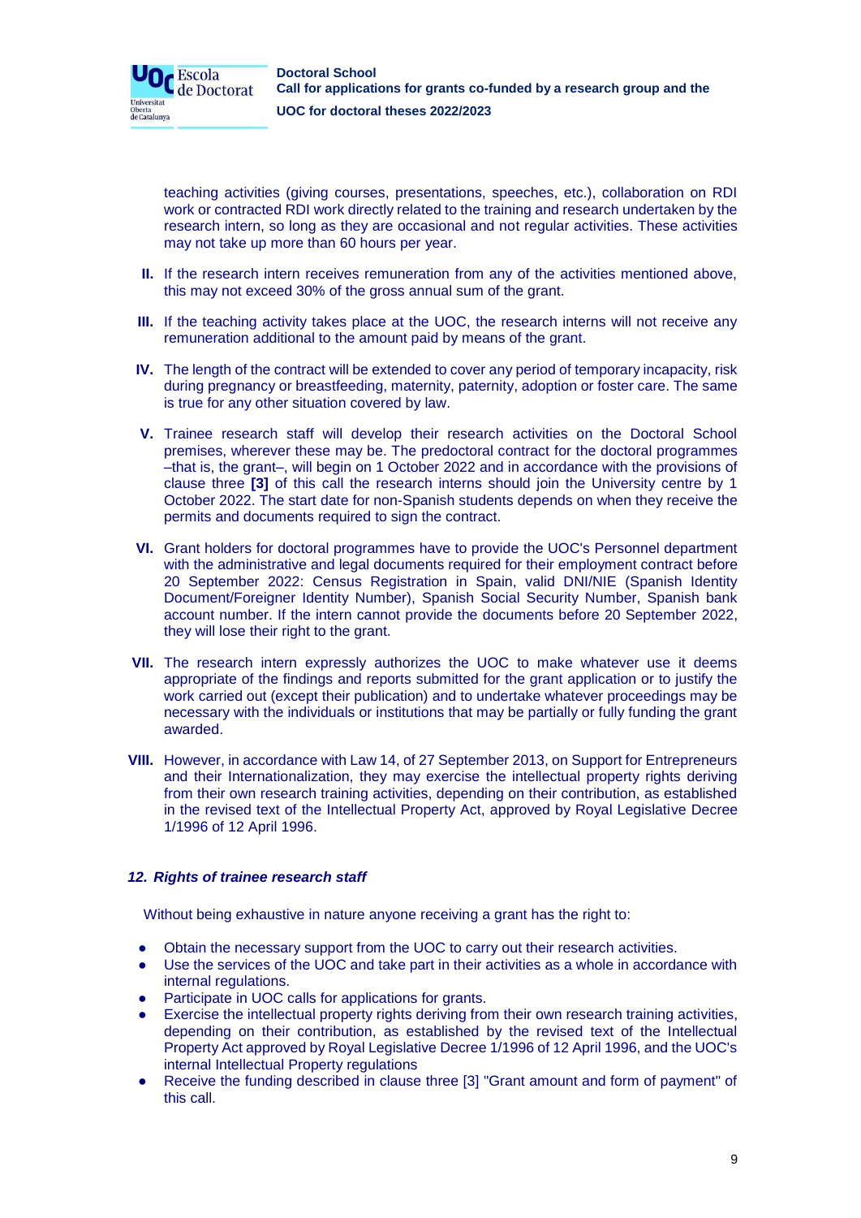teaching activities (giving courses, presentations, speeches, etc.), collaboration on RDI work or contracted RDI work directly related to the training and research undertaken by the research intern, so long as they are occasional and not regular activities. These activities may not take up more than 60 hours per year.

**II.** If the research intern receives remuneration from any of the activities mentioned above, this may not exceed 30% of the gross annual sum of the grant.

**III.** If the teaching activity takes place at the UOC, the research interns will not receive any remuneration additional to the amount paid by means of the grant.

**IV.** The length of the contract will be extended to cover any period of temporary incapacity, risk during pregnancy or breastfeeding, maternity, paternity, adoption or foster care. The same is true for any other situation covered by law.

**V.** Trainee research staff will develop their research activities on the Doctoral School premises, wherever these may be. The predoctoral contract for the doctoral programmes –that is, the grant–, will begin on 1 October 2022 and in accordance with the provisions of clause three **[3]** of this call the research interns should join the University centre by 1 October 2022. The start date for non-Spanish students depends on when they receive the permits and documents required to sign the contract.

**VI.** Grant holders for doctoral programmes have to provide the UOC's Personnel department with the administrative and legal documents required for their employment contract before 20 September 2022: Census Registration in Spain, valid DNI/NIE (Spanish Identity Document/Foreigner Identity Number), Spanish Social Security Number, Spanish bank account number. If the intern cannot provide the documents before 20 September 2022, they will lose their right to the grant.

**VII.** The research intern expressly authorizes the UOC to make whatever use it deems appropriate of the findings and reports submitted for the grant application or to justify the work carried out (except their publication) and to undertake whatever proceedings may be necessary with the individuals or institutions that may be partially or fully funding the grant awarded.

**VIII.** However, in accordance with Law 14, of 27 September 2013, on Support for Entrepreneurs and their Internationalization, they may exercise the intellectual property rights deriving from their own research training activities, depending on their contribution, as established in the revised text of the Intellectual Property Act, approved by Royal Legislative Decree 1/1996 of 12 April 1996.

### *12. Rights of trainee research staff*

Without being exhaustive in nature anyone receiving a grant has the right to:

- Obtain the necessary support from the UOC to carry out their research activities.
- Use the services of the UOC and take part in their activities as a whole in accordance with internal regulations.
- Participate in UOC calls for applications for grants.
- Exercise the intellectual property rights deriving from their own research training activities, depending on their contribution, as established by the revised text of the Intellectual Property Act approved by Royal Legislative Decree 1/1996 of 12 April 1996, and the UOC's internal Intellectual Property regulations
- Receive the funding described in clause three [3] "Grant amount and form of payment" of this call.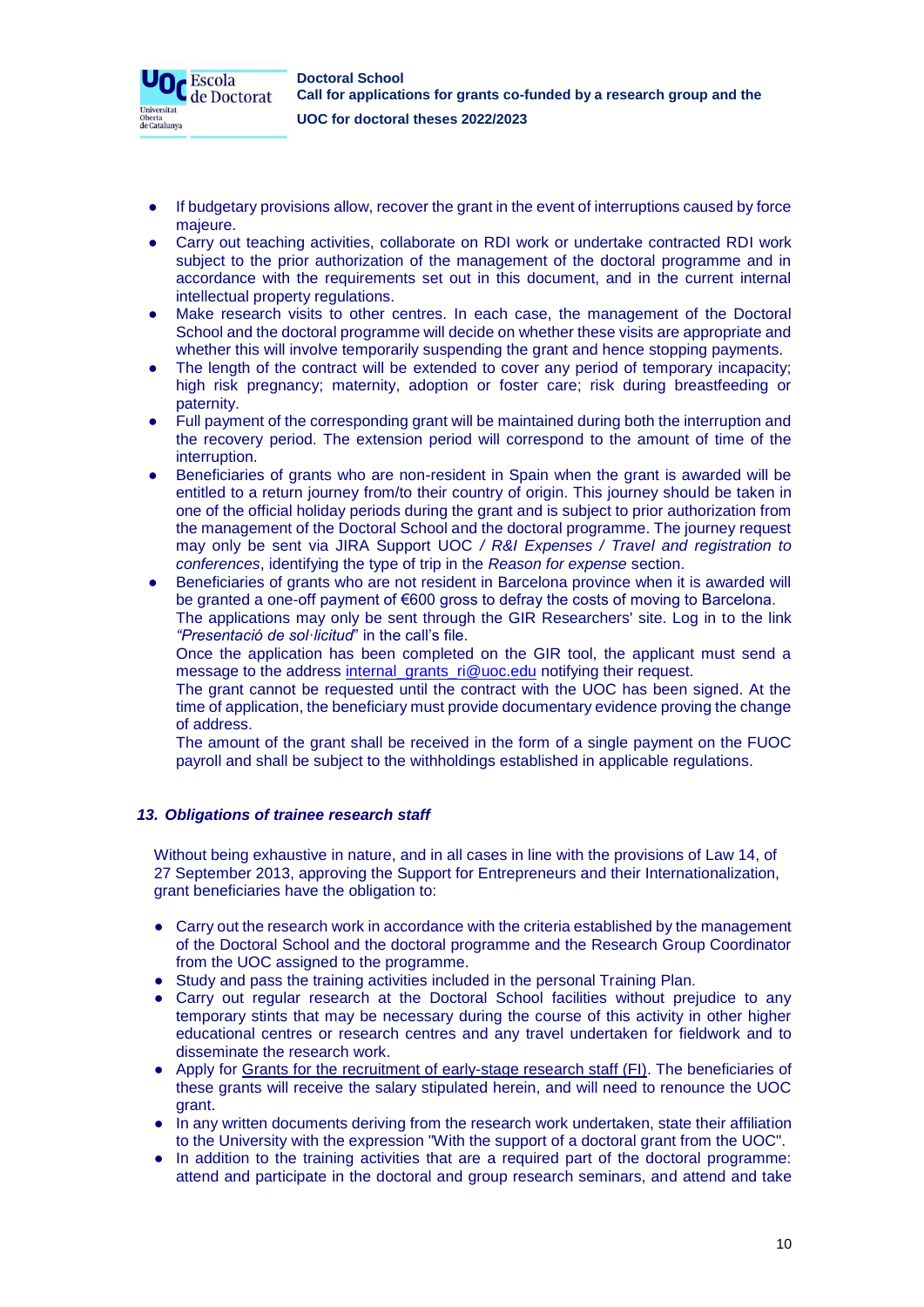- If budgetary provisions allow, recover the grant in the event of interruptions caused by force majeure.
- Carry out teaching activities, collaborate on RDI work or undertake contracted RDI work subject to the prior authorization of the management of the doctoral programme and in accordance with the requirements set out in this document, and in the current internal intellectual property regulations.
- Make research visits to other centres. In each case, the management of the Doctoral School and the doctoral programme will decide on whether these visits are appropriate and whether this will involve temporarily suspending the grant and hence stopping payments.
- The length of the contract will be extended to cover any period of temporary incapacity; high risk pregnancy; maternity, adoption or foster care; risk during breastfeeding or paternity.
- Full payment of the corresponding grant will be maintained during both the interruption and the recovery period. The extension period will correspond to the amount of time of the interruption.
- Beneficiaries of grants who are non-resident in Spain when the grant is awarded will be entitled to a return journey from/to their country of origin. This journey should be taken in one of the official holiday periods during the grant and is subject to prior authorization from the management of the Doctoral School and the doctoral programme. The journey request may only be sent via JIRA Support UOC */ R&I Expenses / Travel and registration to conferences*, identifying the type of trip in the *Reason for expense* section.
- Beneficiaries of grants who are not resident in Barcelona province when it is awarded will be granted a one-off payment of €600 gross to defray the costs of moving to Barcelona.
  The applications may only be sent through the GIR Researchers' site. Log in to the link *"Presentació de sol·licitud*" in the call's file.
  Once the application has been completed on the GIR tool, the applicant must send a message to the address internal_grants_ri@uoc.edu notifying their request.
  The grant cannot be requested until the contract with the UOC has been signed. At the time of application, the beneficiary must provide documentary evidence proving the change of address.
  The amount of the grant shall be received in the form of a single payment on the FUOC payroll and shall be subject to the withholdings established in applicable regulations.

### *13. Obligations of trainee research staff*

Without being exhaustive in nature, and in all cases in line with the provisions of Law 14, of 27 September 2013, approving the Support for Entrepreneurs and their Internationalization, grant beneficiaries have the obligation to:

- Carry out the research work in accordance with the criteria established by the management of the Doctoral School and the doctoral programme and the Research Group Coordinator from the UOC assigned to the programme.
- Study and pass the training activities included in the personal Training Plan.
- Carry out regular research at the Doctoral School facilities without prejudice to any temporary stints that may be necessary during the course of this activity in other higher educational centres or research centres and any travel undertaken for fieldwork and to disseminate the research work.
- Apply for Grants for the recruitment of early-stage research staff (FI). The beneficiaries of these grants will receive the salary stipulated herein, and will need to renounce the UOC grant.
- In any written documents deriving from the research work undertaken, state their affiliation to the University with the expression "With the support of a doctoral grant from the UOC".
- In addition to the training activities that are a required part of the doctoral programme: attend and participate in the doctoral and group research seminars, and attend and take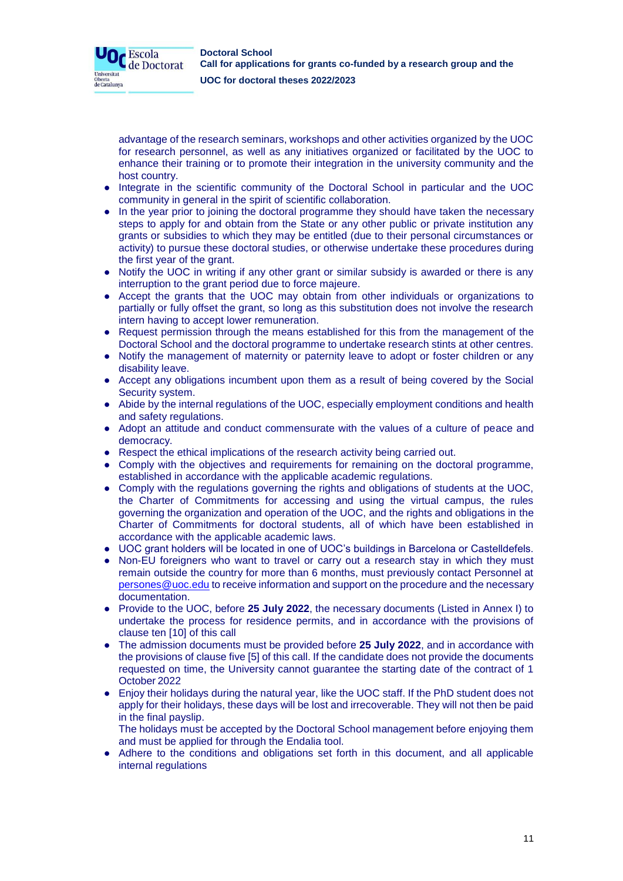advantage of the research seminars, workshops and other activities organized by the UOC for research personnel, as well as any initiatives organized or facilitated by the UOC to enhance their training or to promote their integration in the university community and the host country.

- Integrate in the scientific community of the Doctoral School in particular and the UOC community in general in the spirit of scientific collaboration.
- In the year prior to joining the doctoral programme they should have taken the necessary steps to apply for and obtain from the State or any other public or private institution any grants or subsidies to which they may be entitled (due to their personal circumstances or activity) to pursue these doctoral studies, or otherwise undertake these procedures during the first year of the grant.
- Notify the UOC in writing if any other grant or similar subsidy is awarded or there is any interruption to the grant period due to force majeure.
- Accept the grants that the UOC may obtain from other individuals or organizations to partially or fully offset the grant, so long as this substitution does not involve the research intern having to accept lower remuneration.
- Request permission through the means established for this from the management of the Doctoral School and the doctoral programme to undertake research stints at other centres.
- Notify the management of maternity or paternity leave to adopt or foster children or any disability leave.
- Accept any obligations incumbent upon them as a result of being covered by the Social Security system.
- Abide by the internal regulations of the UOC, especially employment conditions and health and safety regulations.
- Adopt an attitude and conduct commensurate with the values of a culture of peace and democracy.
- Respect the ethical implications of the research activity being carried out.
- Comply with the objectives and requirements for remaining on the doctoral programme, established in accordance with the applicable academic regulations.
- Comply with the regulations governing the rights and obligations of students at the UOC, the Charter of Commitments for accessing and using the virtual campus, the rules governing the organization and operation of the UOC, and the rights and obligations in the Charter of Commitments for doctoral students, all of which have been established in accordance with the applicable academic laws.
- UOC grant holders will be located in one of UOC's buildings in Barcelona or Castelldefels.
- Non-EU foreigners who want to travel or carry out a research stay in which they must remain outside the country for more than 6 months, must previously contact Personnel at persones@uoc.edu to receive information and support on the procedure and the necessary documentation.
- Provide to the UOC, before **25 July 2022**, the necessary documents (Listed in Annex I) to undertake the process for residence permits, and in accordance with the provisions of clause ten [10] of this call
- The admission documents must be provided before **25 July 2022**, and in accordance with the provisions of clause five [5] of this call. If the candidate does not provide the documents requested on time, the University cannot guarantee the starting date of the contract of 1 October 2022
- Enjoy their holidays during the natural year, like the UOC staff. If the PhD student does not apply for their holidays, these days will be lost and irrecoverable. They will not then be paid in the final payslip.
  The holidays must be accepted by the Doctoral School management before enjoying them and must be applied for through the Endalia tool.
- Adhere to the conditions and obligations set forth in this document, and all applicable internal regulations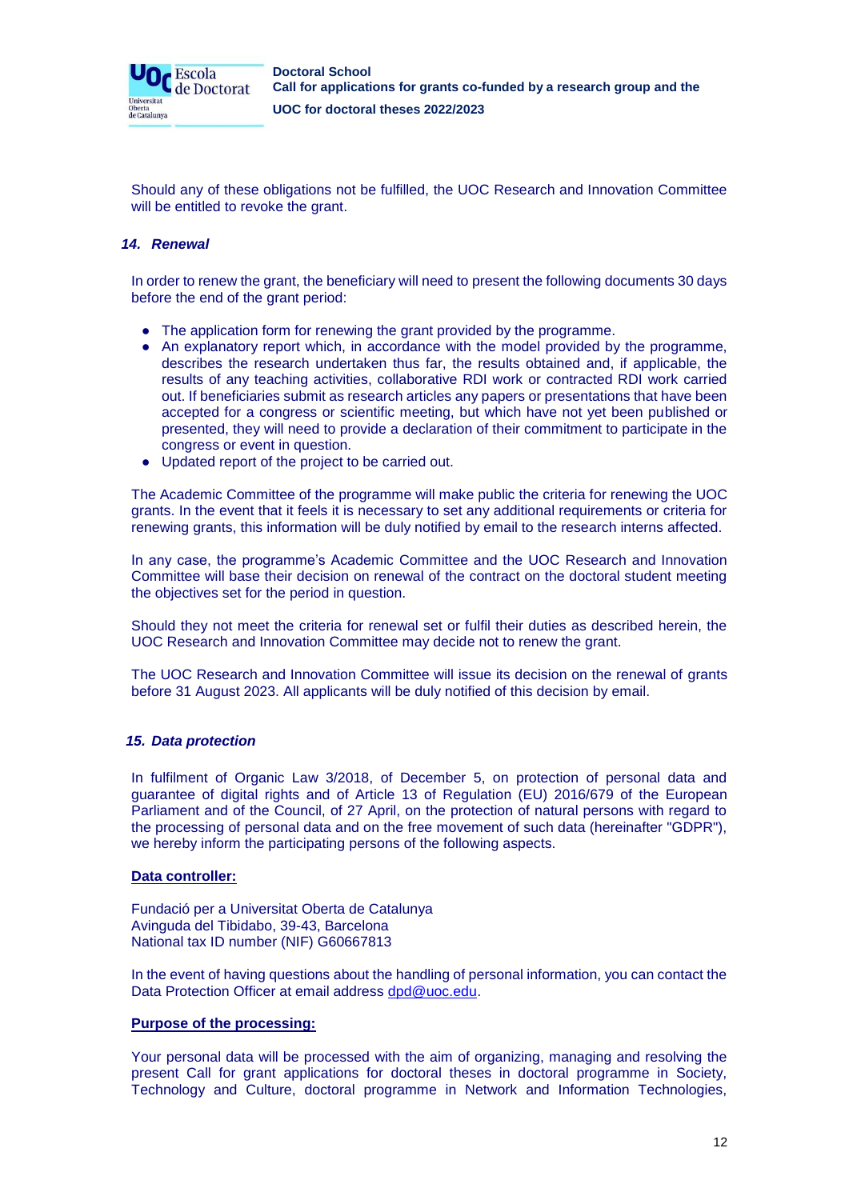Should any of these obligations not be fulfilled, the UOC Research and Innovation Committee will be entitled to revoke the grant.

### *14. Renewal*

In order to renew the grant, the beneficiary will need to present the following documents 30 days before the end of the grant period:

- The application form for renewing the grant provided by the programme.
- An explanatory report which, in accordance with the model provided by the programme, describes the research undertaken thus far, the results obtained and, if applicable, the results of any teaching activities, collaborative RDI work or contracted RDI work carried out. If beneficiaries submit as research articles any papers or presentations that have been accepted for a congress or scientific meeting, but which have not yet been published or presented, they will need to provide a declaration of their commitment to participate in the congress or event in question.
- Updated report of the project to be carried out.

The Academic Committee of the programme will make public the criteria for renewing the UOC grants. In the event that it feels it is necessary to set any additional requirements or criteria for renewing grants, this information will be duly notified by email to the research interns affected.

In any case, the programme's Academic Committee and the UOC Research and Innovation Committee will base their decision on renewal of the contract on the doctoral student meeting the objectives set for the period in question.

Should they not meet the criteria for renewal set or fulfil their duties as described herein, the UOC Research and Innovation Committee may decide not to renew the grant.

The UOC Research and Innovation Committee will issue its decision on the renewal of grants before 31 August 2023. All applicants will be duly notified of this decision by email.

### *15. Data protection*

In fulfilment of Organic Law 3/2018, of December 5, on protection of personal data and guarantee of digital rights and of Article 13 of Regulation (EU) 2016/679 of the European Parliament and of the Council, of 27 April, on the protection of natural persons with regard to the processing of personal data and on the free movement of such data (hereinafter "GDPR"), we hereby inform the participating persons of the following aspects.

**Data controller:**

Fundació per a Universitat Oberta de Catalunya
Avinguda del Tibidabo, 39-43, Barcelona
National tax ID number (NIF) G60667813

In the event of having questions about the handling of personal information, you can contact the Data Protection Officer at email address dpd@uoc.edu.

**Purpose of the processing:**

Your personal data will be processed with the aim of organizing, managing and resolving the present Call for grant applications for doctoral theses in doctoral programme in Society, Technology and Culture, doctoral programme in Network and Information Technologies,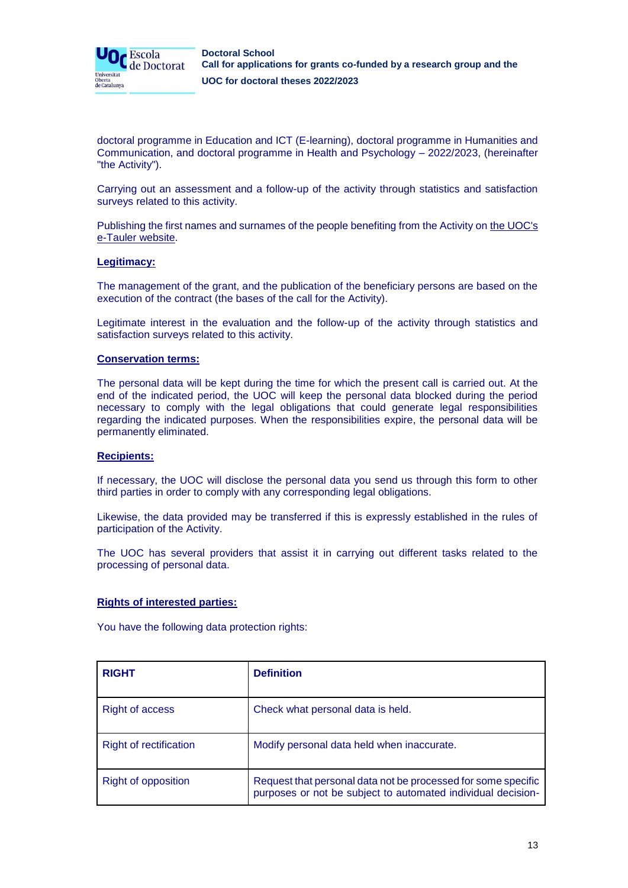doctoral programme in Education and ICT (E-learning), doctoral programme in Humanities and Communication, and doctoral programme in Health and Psychology – 2022/2023, (hereinafter "the Activity").

Carrying out an assessment and a follow-up of the activity through statistics and satisfaction surveys related to this activity.

Publishing the first names and surnames of the people benefiting from the Activity on the UOC's e-Tauler website.

**Legitimacy:**

The management of the grant, and the publication of the beneficiary persons are based on the execution of the contract (the bases of the call for the Activity).

Legitimate interest in the evaluation and the follow-up of the activity through statistics and satisfaction surveys related to this activity.

**Conservation terms:**

The personal data will be kept during the time for which the present call is carried out. At the end of the indicated period, the UOC will keep the personal data blocked during the period necessary to comply with the legal obligations that could generate legal responsibilities regarding the indicated purposes. When the responsibilities expire, the personal data will be permanently eliminated.

**Recipients:**

If necessary, the UOC will disclose the personal data you send us through this form to other third parties in order to comply with any corresponding legal obligations.

Likewise, the data provided may be transferred if this is expressly established in the rules of participation of the Activity.

The UOC has several providers that assist it in carrying out different tasks related to the processing of personal data.

**Rights of interested parties:**

You have the following data protection rights:

| RIGHT | Definition |
|---|---|
| Right of access | Check what personal data is held. |
| Right of rectification | Modify personal data held when inaccurate. |
| Right of opposition | Request that personal data not be processed for some specific purposes or not be subject to automated individual decision- |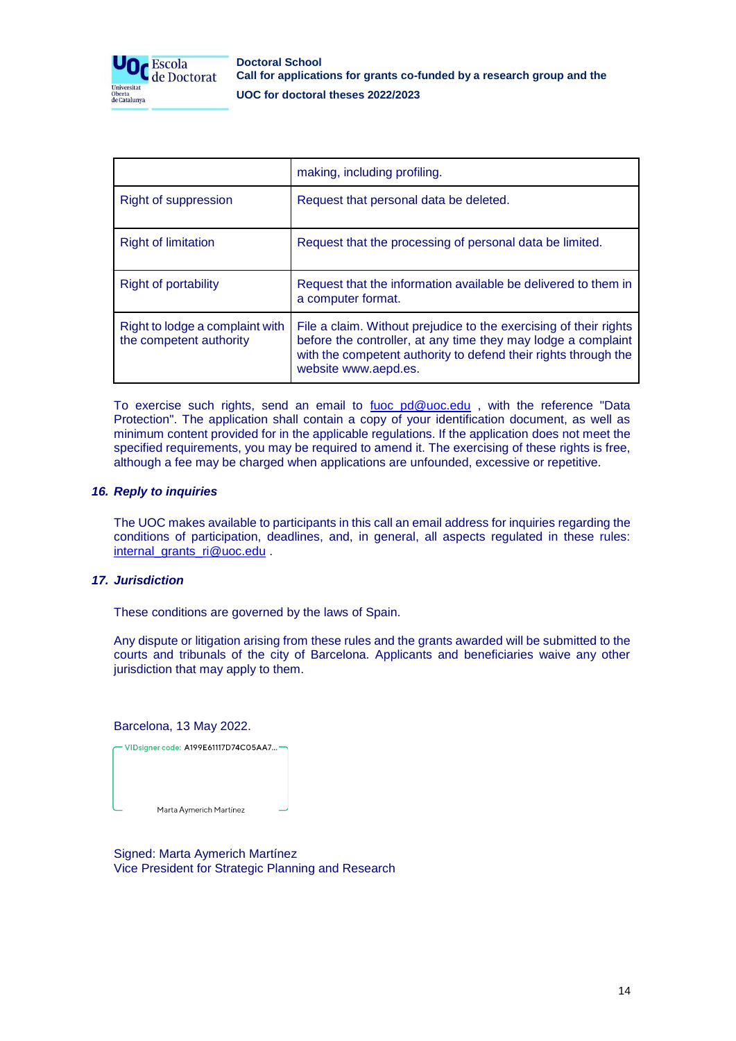| | |
|---|---|
| | making, including profiling. |
| Right of suppression | Request that personal data be deleted. |
| Right of limitation | Request that the processing of personal data be limited. |
| Right of portability | Request that the information available be delivered to them in a computer format. |
| Right to lodge a complaint with the competent authority | File a claim. Without prejudice to the exercising of their rights before the controller, at any time they may lodge a complaint with the competent authority to defend their rights through the website www.aepd.es. |

To exercise such rights, send an email to fuoc_pd@uoc.edu , with the reference "Data Protection". The application shall contain a copy of your identification document, as well as minimum content provided for in the applicable regulations. If the application does not meet the specified requirements, you may be required to amend it. The exercising of these rights is free, although a fee may be charged when applications are unfounded, excessive or repetitive.

### *16. Reply to inquiries*

The UOC makes available to participants in this call an email address for inquiries regarding the conditions of participation, deadlines, and, in general, all aspects regulated in these rules: internal_grants_ri@uoc.edu .

### *17. Jurisdiction*

These conditions are governed by the laws of Spain.

Any dispute or litigation arising from these rules and the grants awarded will be submitted to the courts and tribunals of the city of Barcelona. Applicants and beneficiaries waive any other jurisdiction that may apply to them.

Barcelona, 13 May 2022.

VIDsigner code: A199E61117D74C05AA7...

Marta Aymerich Martinez

Signed: Marta Aymerich Martínez
Vice President for Strategic Planning and Research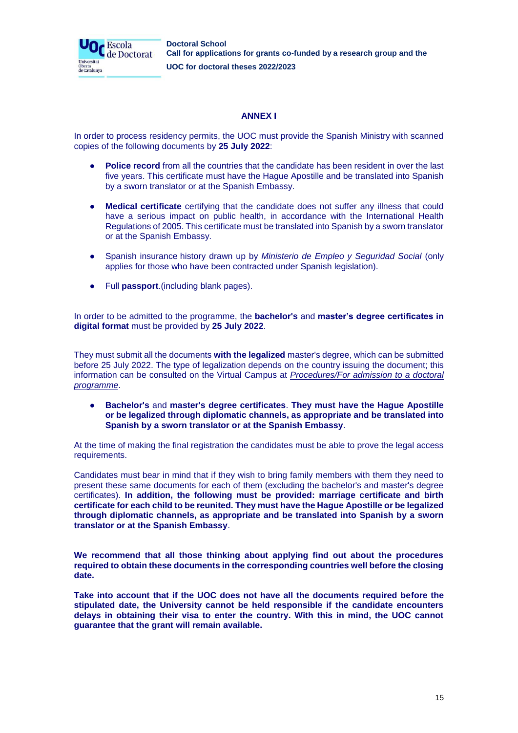## ANNEX I

In order to process residency permits, the UOC must provide the Spanish Ministry with scanned copies of the following documents by **25 July 2022**:

- **Police record** from all the countries that the candidate has been resident in over the last five years. This certificate must have the Hague Apostille and be translated into Spanish by a sworn translator or at the Spanish Embassy.
- **Medical certificate** certifying that the candidate does not suffer any illness that could have a serious impact on public health, in accordance with the International Health Regulations of 2005. This certificate must be translated into Spanish by a sworn translator or at the Spanish Embassy.
- Spanish insurance history drawn up by *Ministerio de Empleo y Seguridad Social* (only applies for those who have been contracted under Spanish legislation).
- Full **passport**.(including blank pages).

In order to be admitted to the programme, the **bachelor's** and **master's degree certificates in digital format** must be provided by **25 July 2022**.

They must submit all the documents **with the legalized** master's degree, which can be submitted before 25 July 2022. The type of legalization depends on the country issuing the document; this information can be consulted on the Virtual Campus at *Procedures/For admission to a doctoral programme*.

- **Bachelor's** and **master's degree certificates**. **They must have the Hague Apostille or be legalized through diplomatic channels, as appropriate and be translated into Spanish by a sworn translator or at the Spanish Embassy**.

At the time of making the final registration the candidates must be able to prove the legal access requirements.

Candidates must bear in mind that if they wish to bring family members with them they need to present these same documents for each of them (excluding the bachelor's and master's degree certificates). **In addition, the following must be provided: marriage certificate and birth certificate for each child to be reunited. They must have the Hague Apostille or be legalized through diplomatic channels, as appropriate and be translated into Spanish by a sworn translator or at the Spanish Embassy**.

**We recommend that all those thinking about applying find out about the procedures required to obtain these documents in the corresponding countries well before the closing date.**

**Take into account that if the UOC does not have all the documents required before the stipulated date, the University cannot be held responsible if the candidate encounters delays in obtaining their visa to enter the country. With this in mind, the UOC cannot guarantee that the grant will remain available.**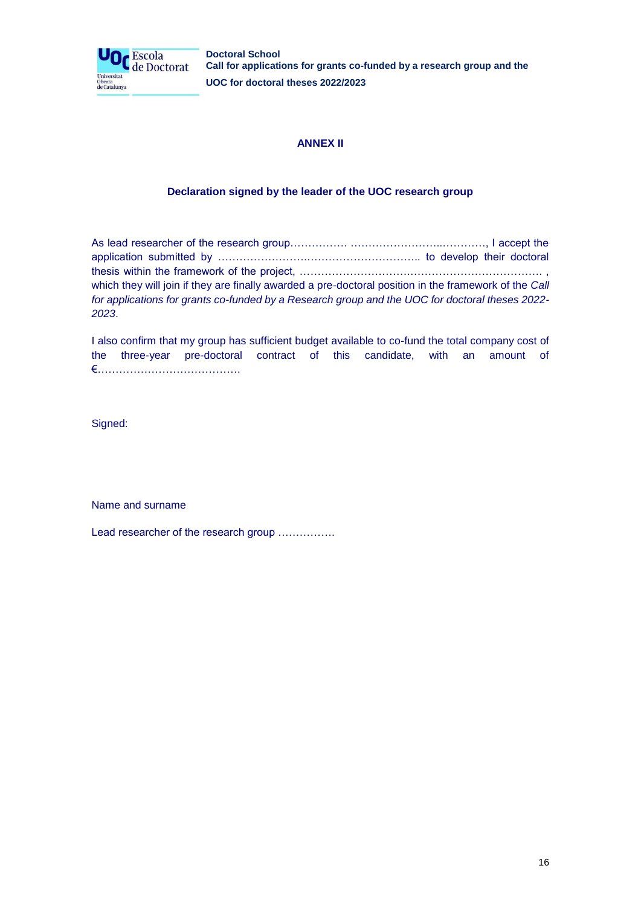## ANNEX II

### Declaration signed by the leader of the UOC research group

As lead researcher of the research group……………. …………………..…………, I accept the application submitted by ……………………..………………………….. to develop their doctoral thesis within the framework of the project, ………………………….……………………………… , which they will join if they are finally awarded a pre-doctoral position in the framework of the *Call for applications for grants co-funded by a Research group and the UOC for doctoral theses 2022-2023*.

I also confirm that my group has sufficient budget available to co-fund the total company cost of the three-year pre-doctoral contract of this candidate, with an amount of €………………………………….

Signed:

Name and surname

Lead researcher of the research group …………….